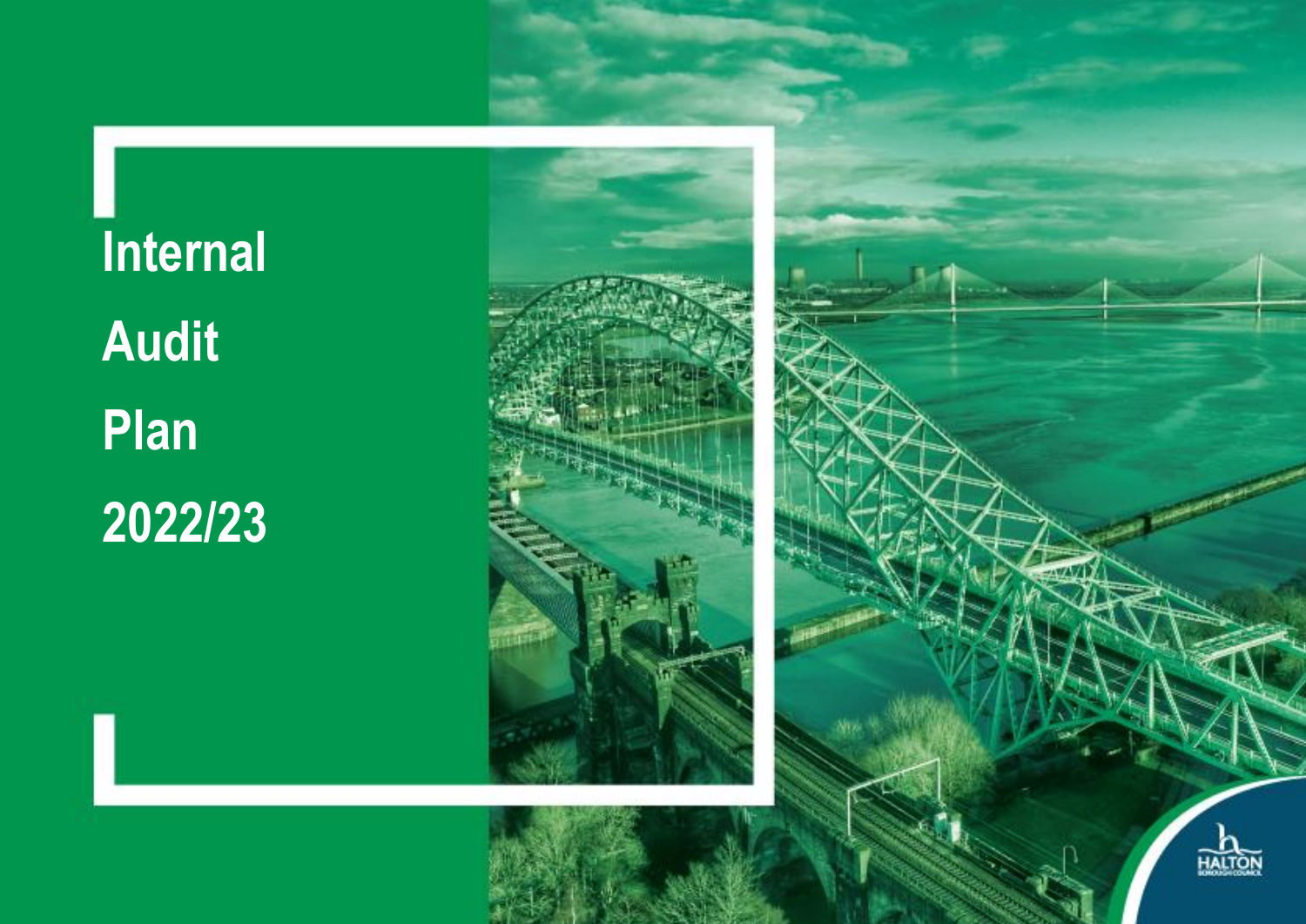# Internal Audit Plan 2022/23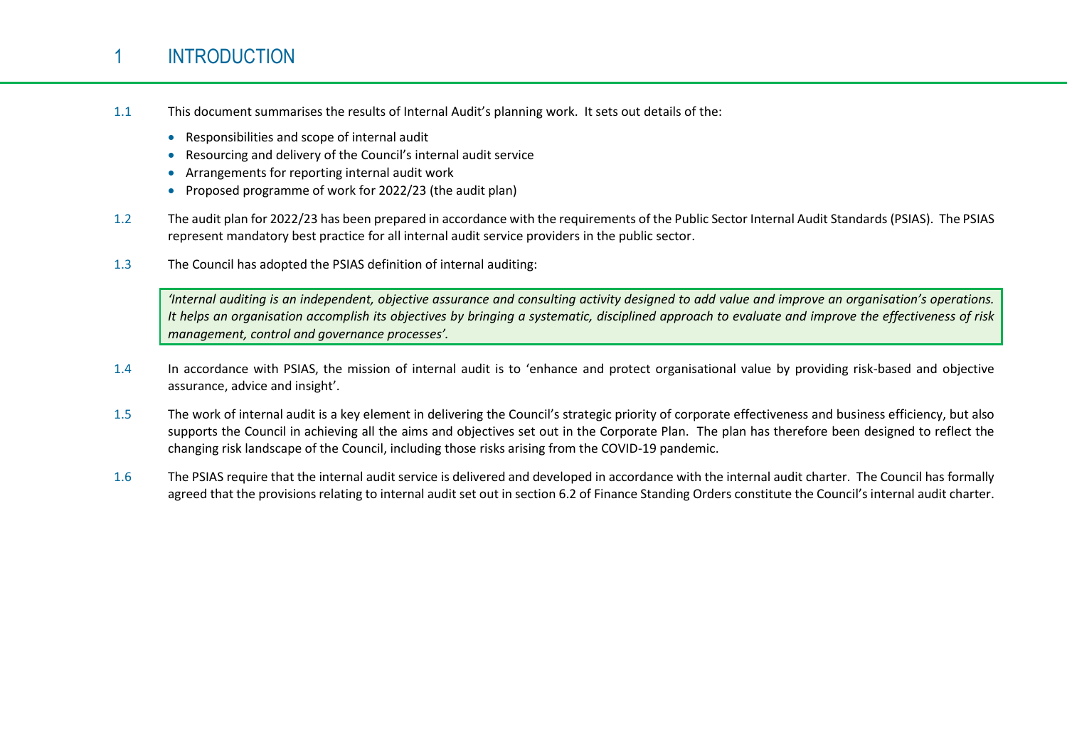# 1 INTRODUCTION

1.1 This document summarises the results of Internal Audit's planning work. It sets out details of the:

- Responsibilities and scope of internal audit
- Resourcing and delivery of the Council's internal audit service
- Arrangements for reporting internal audit work
- Proposed programme of work for 2022/23 (the audit plan)

1.2 The audit plan for 2022/23 has been prepared in accordance with the requirements of the Public Sector Internal Audit Standards (PSIAS). The PSIAS represent mandatory best practice for all internal audit service providers in the public sector.

1.3 The Council has adopted the PSIAS definition of internal auditing:

> *'Internal auditing is an independent, objective assurance and consulting activity designed to add value and improve an organisation's operations. It helps an organisation accomplish its objectives by bringing a systematic, disciplined approach to evaluate and improve the effectiveness of risk management, control and governance processes'.*

1.4 In accordance with PSIAS, the mission of internal audit is to 'enhance and protect organisational value by providing risk-based and objective assurance, advice and insight'.

1.5 The work of internal audit is a key element in delivering the Council's strategic priority of corporate effectiveness and business efficiency, but also supports the Council in achieving all the aims and objectives set out in the Corporate Plan. The plan has therefore been designed to reflect the changing risk landscape of the Council, including those risks arising from the COVID-19 pandemic.

1.6 The PSIAS require that the internal audit service is delivered and developed in accordance with the internal audit charter. The Council has formally agreed that the provisions relating to internal audit set out in section 6.2 of Finance Standing Orders constitute the Council's internal audit charter.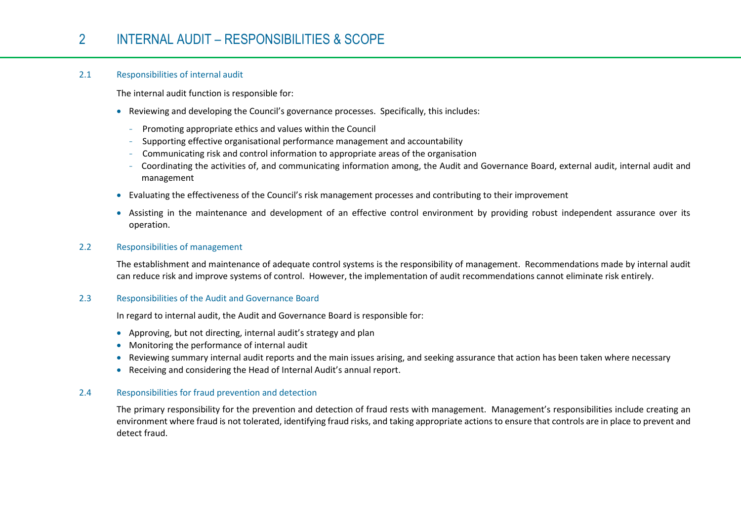# 2 INTERNAL AUDIT – RESPONSIBILITIES & SCOPE

## 2.1 Responsibilities of internal audit

The internal audit function is responsible for:

- Reviewing and developing the Council's governance processes. Specifically, this includes:
  - Promoting appropriate ethics and values within the Council
  - Supporting effective organisational performance management and accountability
  - Communicating risk and control information to appropriate areas of the organisation
  - Coordinating the activities of, and communicating information among, the Audit and Governance Board, external audit, internal audit and management
- Evaluating the effectiveness of the Council's risk management processes and contributing to their improvement
- Assisting in the maintenance and development of an effective control environment by providing robust independent assurance over its operation.

## 2.2 Responsibilities of management

The establishment and maintenance of adequate control systems is the responsibility of management. Recommendations made by internal audit can reduce risk and improve systems of control. However, the implementation of audit recommendations cannot eliminate risk entirely.

## 2.3 Responsibilities of the Audit and Governance Board

In regard to internal audit, the Audit and Governance Board is responsible for:

- Approving, but not directing, internal audit's strategy and plan
- Monitoring the performance of internal audit
- Reviewing summary internal audit reports and the main issues arising, and seeking assurance that action has been taken where necessary
- Receiving and considering the Head of Internal Audit's annual report.

## 2.4 Responsibilities for fraud prevention and detection

The primary responsibility for the prevention and detection of fraud rests with management. Management's responsibilities include creating an environment where fraud is not tolerated, identifying fraud risks, and taking appropriate actions to ensure that controls are in place to prevent and detect fraud.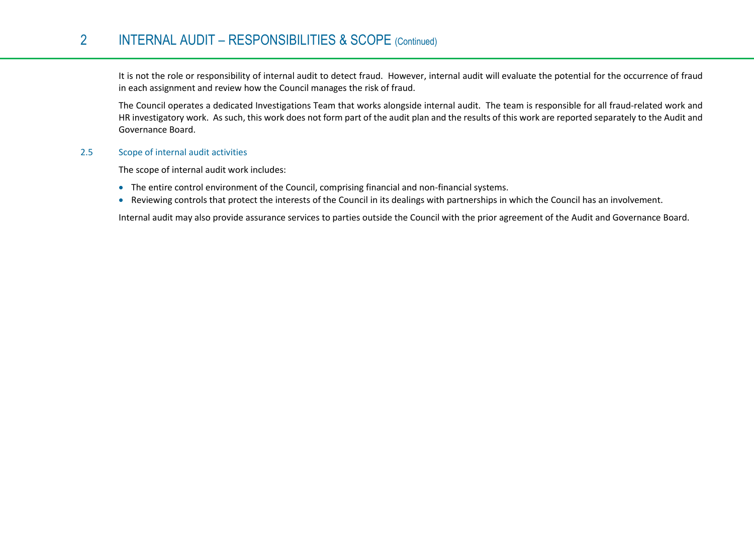# 2 INTERNAL AUDIT – RESPONSIBILITIES & SCOPE (Continued)

It is not the role or responsibility of internal audit to detect fraud. However, internal audit will evaluate the potential for the occurrence of fraud in each assignment and review how the Council manages the risk of fraud.

The Council operates a dedicated Investigations Team that works alongside internal audit. The team is responsible for all fraud-related work and HR investigatory work. As such, this work does not form part of the audit plan and the results of this work are reported separately to the Audit and Governance Board.

## 2.5 Scope of internal audit activities

The scope of internal audit work includes:

- The entire control environment of the Council, comprising financial and non-financial systems.
- Reviewing controls that protect the interests of the Council in its dealings with partnerships in which the Council has an involvement.

Internal audit may also provide assurance services to parties outside the Council with the prior agreement of the Audit and Governance Board.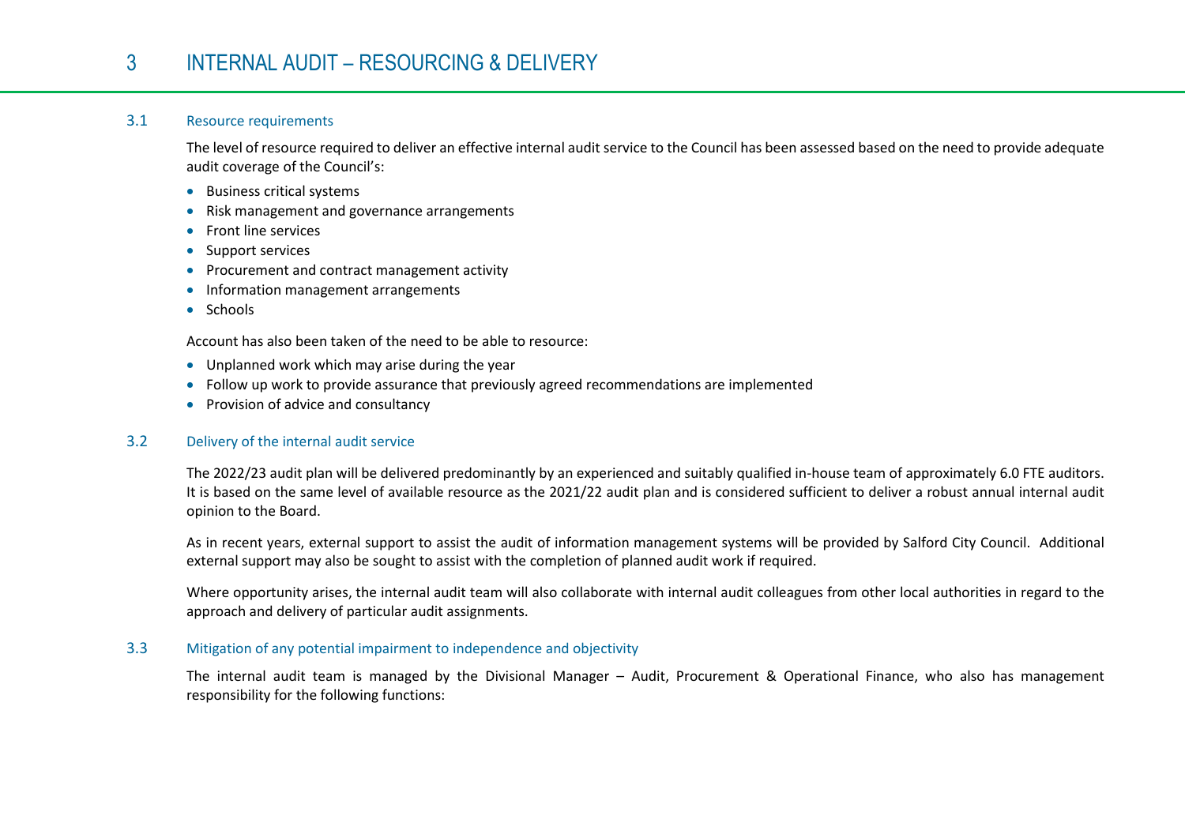# 3 INTERNAL AUDIT – RESOURCING & DELIVERY

## 3.1 Resource requirements

The level of resource required to deliver an effective internal audit service to the Council has been assessed based on the need to provide adequate audit coverage of the Council's:

- Business critical systems
- Risk management and governance arrangements
- Front line services
- Support services
- Procurement and contract management activity
- Information management arrangements
- Schools

Account has also been taken of the need to be able to resource:

- Unplanned work which may arise during the year
- Follow up work to provide assurance that previously agreed recommendations are implemented
- Provision of advice and consultancy

## 3.2 Delivery of the internal audit service

The 2022/23 audit plan will be delivered predominantly by an experienced and suitably qualified in-house team of approximately 6.0 FTE auditors. It is based on the same level of available resource as the 2021/22 audit plan and is considered sufficient to deliver a robust annual internal audit opinion to the Board.

As in recent years, external support to assist the audit of information management systems will be provided by Salford City Council. Additional external support may also be sought to assist with the completion of planned audit work if required.

Where opportunity arises, the internal audit team will also collaborate with internal audit colleagues from other local authorities in regard to the approach and delivery of particular audit assignments.

## 3.3 Mitigation of any potential impairment to independence and objectivity

The internal audit team is managed by the Divisional Manager – Audit, Procurement & Operational Finance, who also has management responsibility for the following functions: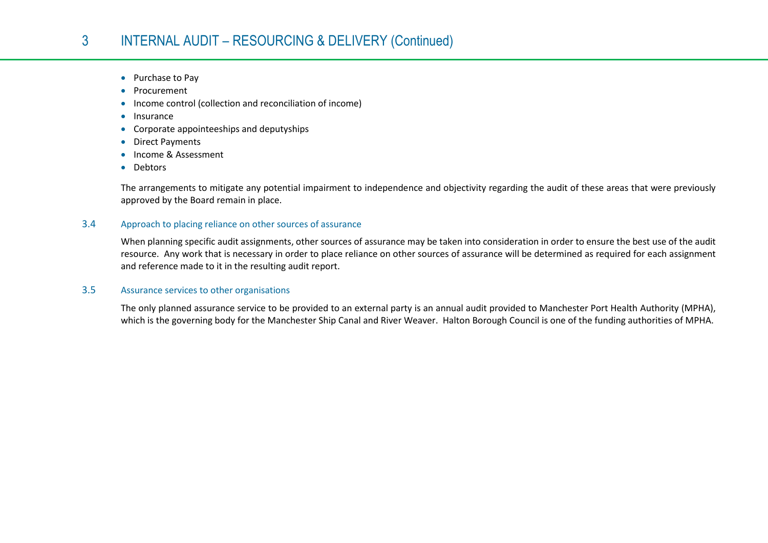# 3 INTERNAL AUDIT – RESOURCING & DELIVERY (Continued)

- Purchase to Pay
- Procurement
- Income control (collection and reconciliation of income)
- Insurance
- Corporate appointeeships and deputyships
- Direct Payments
- Income & Assessment
- Debtors

The arrangements to mitigate any potential impairment to independence and objectivity regarding the audit of these areas that were previously approved by the Board remain in place.

## 3.4 Approach to placing reliance on other sources of assurance

When planning specific audit assignments, other sources of assurance may be taken into consideration in order to ensure the best use of the audit resource. Any work that is necessary in order to place reliance on other sources of assurance will be determined as required for each assignment and reference made to it in the resulting audit report.

## 3.5 Assurance services to other organisations

The only planned assurance service to be provided to an external party is an annual audit provided to Manchester Port Health Authority (MPHA), which is the governing body for the Manchester Ship Canal and River Weaver. Halton Borough Council is one of the funding authorities of MPHA.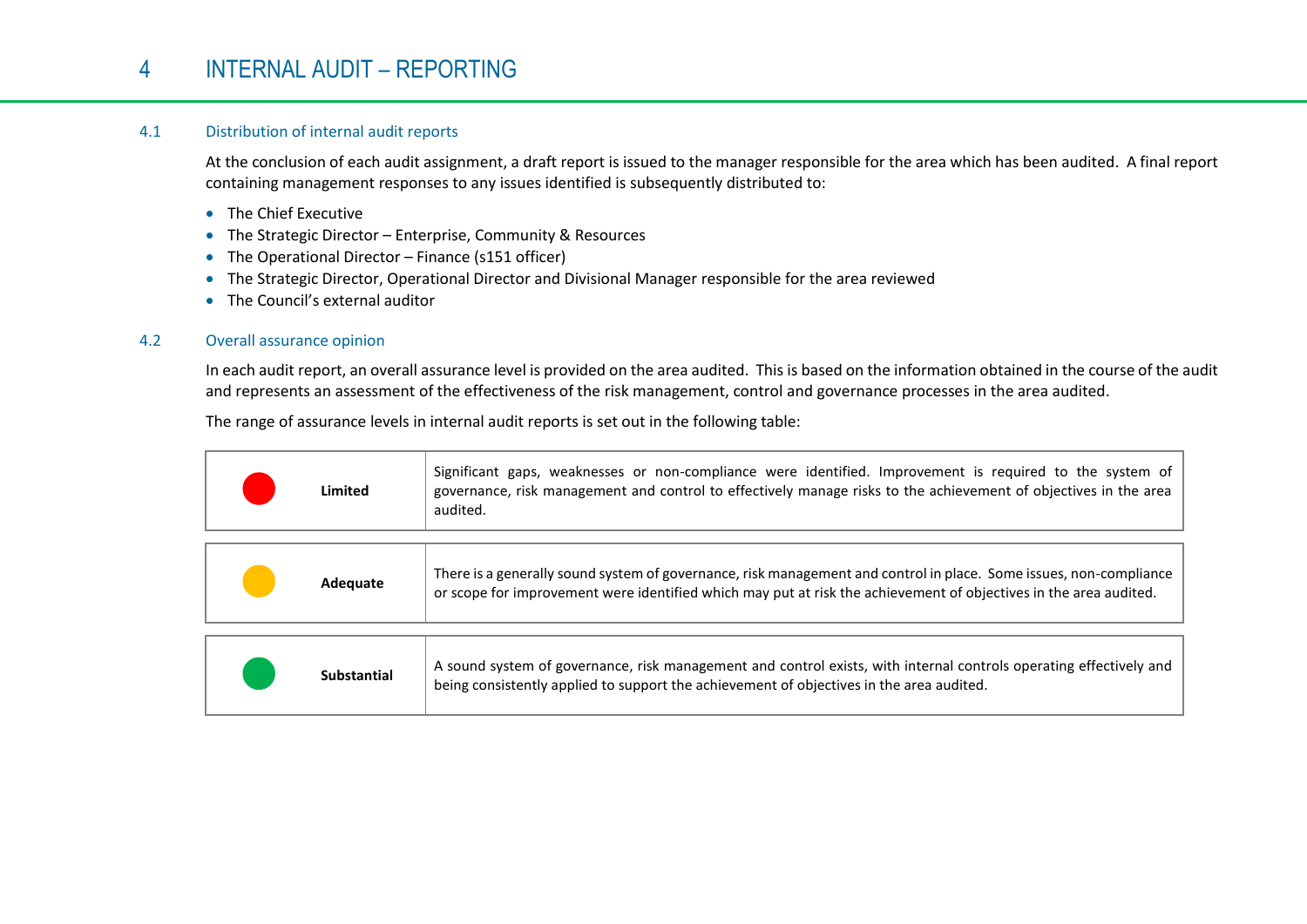# 4 INTERNAL AUDIT – REPORTING

## 4.1 Distribution of internal audit reports

At the conclusion of each audit assignment, a draft report is issued to the manager responsible for the area which has been audited. A final report containing management responses to any issues identified is subsequently distributed to:

- The Chief Executive
- The Strategic Director – Enterprise, Community & Resources
- The Operational Director – Finance (s151 officer)
- The Strategic Director, Operational Director and Divisional Manager responsible for the area reviewed
- The Council's external auditor

## 4.2 Overall assurance opinion

In each audit report, an overall assurance level is provided on the area audited. This is based on the information obtained in the course of the audit and represents an assessment of the effectiveness of the risk management, control and governance processes in the area audited.

The range of assurance levels in internal audit reports is set out in the following table:

| Assurance level | Description |
|---|---|
| **Limited** | Significant gaps, weaknesses or non-compliance were identified. Improvement is required to the system of governance, risk management and control to effectively manage risks to the achievement of objectives in the area audited. |
| **Adequate** | There is a generally sound system of governance, risk management and control in place. Some issues, non-compliance or scope for improvement were identified which may put at risk the achievement of objectives in the area audited. |
| **Substantial** | A sound system of governance, risk management and control exists, with internal controls operating effectively and being consistently applied to support the achievement of objectives in the area audited. |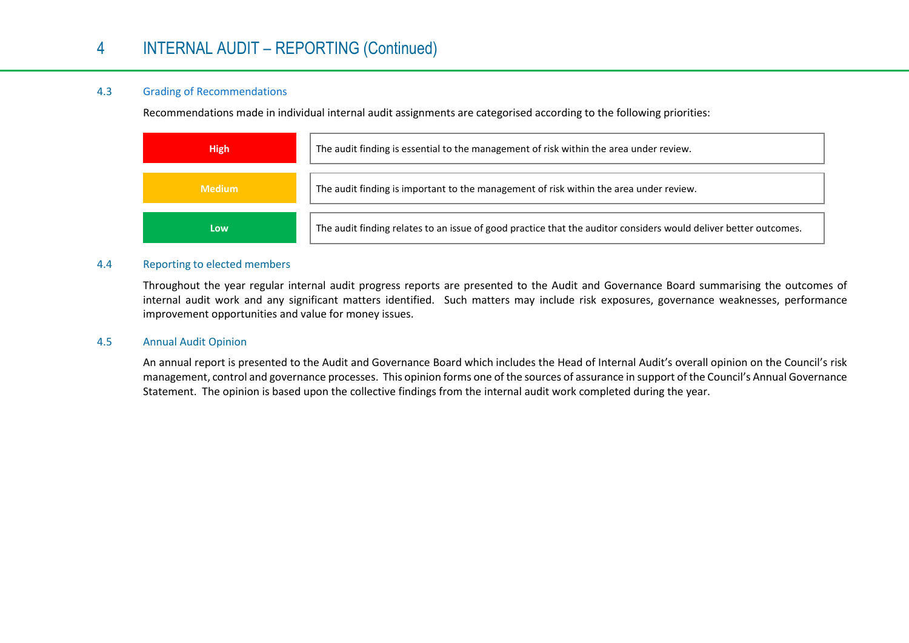# 4 INTERNAL AUDIT – REPORTING (Continued)

## 4.3 Grading of Recommendations

Recommendations made in individual internal audit assignments are categorised according to the following priorities:

| Priority | Description |
|---|---|
| **High** | The audit finding is essential to the management of risk within the area under review. |
| **Medium** | The audit finding is important to the management of risk within the area under review. |
| **Low** | The audit finding relates to an issue of good practice that the auditor considers would deliver better outcomes. |

## 4.4 Reporting to elected members

Throughout the year regular internal audit progress reports are presented to the Audit and Governance Board summarising the outcomes of internal audit work and any significant matters identified. Such matters may include risk exposures, governance weaknesses, performance improvement opportunities and value for money issues.

## 4.5 Annual Audit Opinion

An annual report is presented to the Audit and Governance Board which includes the Head of Internal Audit's overall opinion on the Council's risk management, control and governance processes. This opinion forms one of the sources of assurance in support of the Council's Annual Governance Statement. The opinion is based upon the collective findings from the internal audit work completed during the year.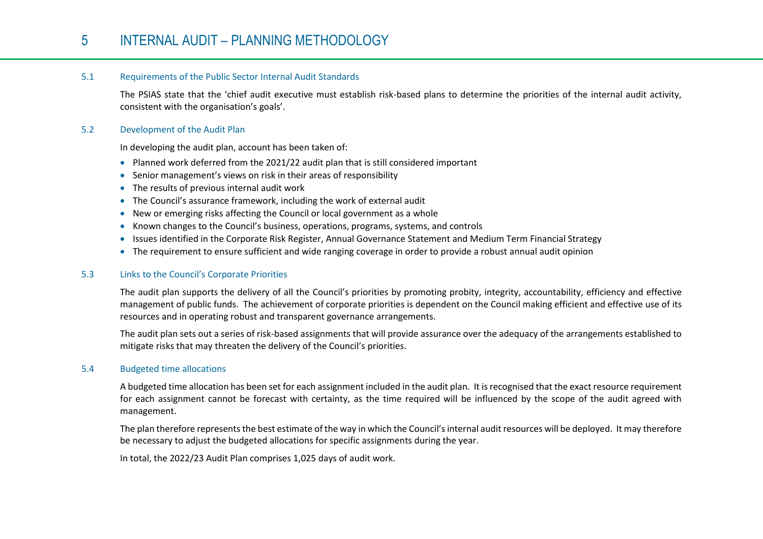# 5 INTERNAL AUDIT – PLANNING METHODOLOGY

## 5.1 Requirements of the Public Sector Internal Audit Standards

The PSIAS state that the 'chief audit executive must establish risk-based plans to determine the priorities of the internal audit activity, consistent with the organisation's goals'.

## 5.2 Development of the Audit Plan

In developing the audit plan, account has been taken of:

- Planned work deferred from the 2021/22 audit plan that is still considered important
- Senior management's views on risk in their areas of responsibility
- The results of previous internal audit work
- The Council's assurance framework, including the work of external audit
- New or emerging risks affecting the Council or local government as a whole
- Known changes to the Council's business, operations, programs, systems, and controls
- Issues identified in the Corporate Risk Register, Annual Governance Statement and Medium Term Financial Strategy
- The requirement to ensure sufficient and wide ranging coverage in order to provide a robust annual audit opinion

## 5.3 Links to the Council's Corporate Priorities

The audit plan supports the delivery of all the Council's priorities by promoting probity, integrity, accountability, efficiency and effective management of public funds. The achievement of corporate priorities is dependent on the Council making efficient and effective use of its resources and in operating robust and transparent governance arrangements.

The audit plan sets out a series of risk-based assignments that will provide assurance over the adequacy of the arrangements established to mitigate risks that may threaten the delivery of the Council's priorities.

## 5.4 Budgeted time allocations

A budgeted time allocation has been set for each assignment included in the audit plan. It is recognised that the exact resource requirement for each assignment cannot be forecast with certainty, as the time required will be influenced by the scope of the audit agreed with management.

The plan therefore represents the best estimate of the way in which the Council's internal audit resources will be deployed. It may therefore be necessary to adjust the budgeted allocations for specific assignments during the year.

In total, the 2022/23 Audit Plan comprises 1,025 days of audit work.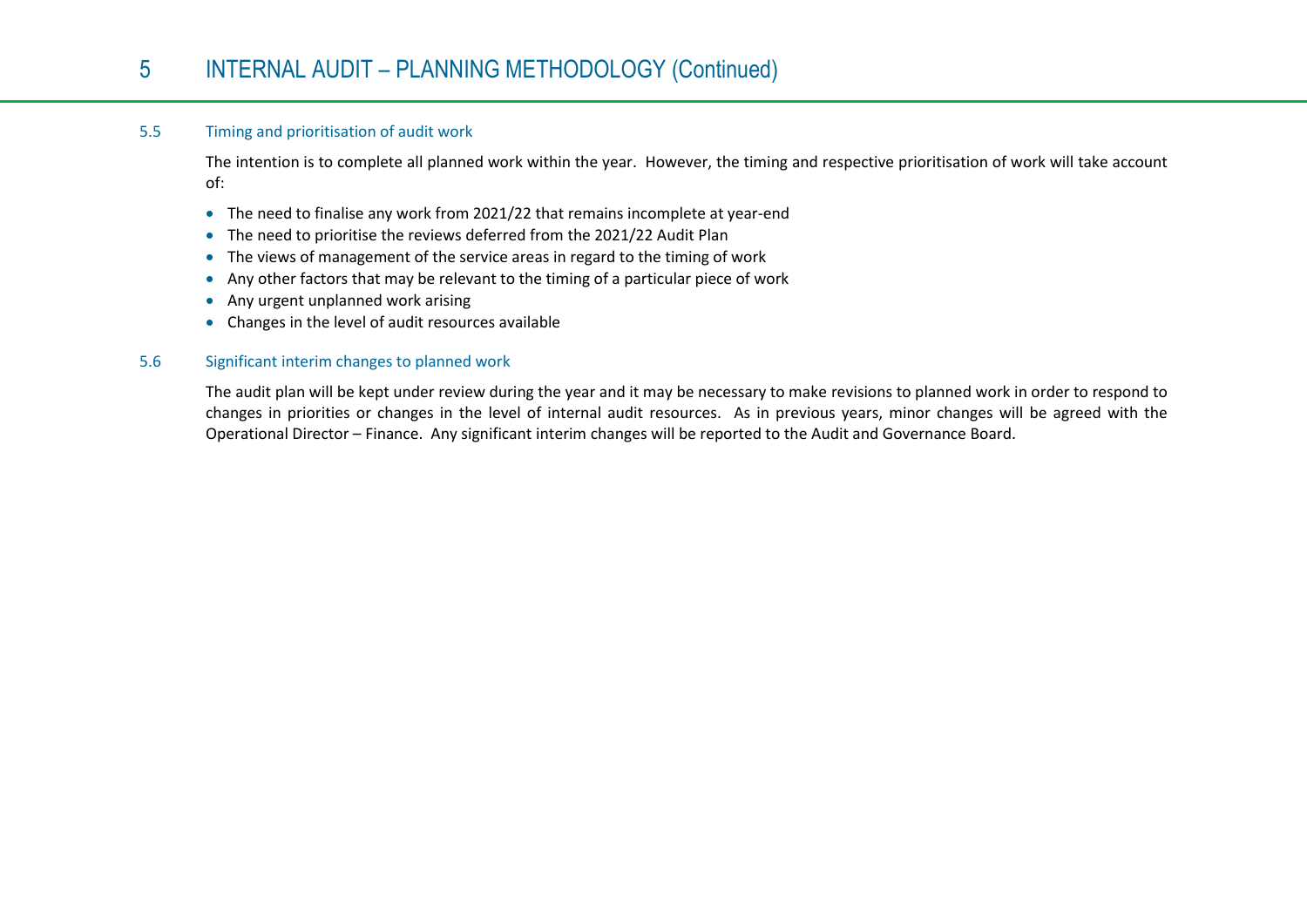# 5 INTERNAL AUDIT – PLANNING METHODOLOGY (Continued)

## 5.5 Timing and prioritisation of audit work

The intention is to complete all planned work within the year. However, the timing and respective prioritisation of work will take account of:

- The need to finalise any work from 2021/22 that remains incomplete at year-end
- The need to prioritise the reviews deferred from the 2021/22 Audit Plan
- The views of management of the service areas in regard to the timing of work
- Any other factors that may be relevant to the timing of a particular piece of work
- Any urgent unplanned work arising
- Changes in the level of audit resources available

## 5.6 Significant interim changes to planned work

The audit plan will be kept under review during the year and it may be necessary to make revisions to planned work in order to respond to changes in priorities or changes in the level of internal audit resources. As in previous years, minor changes will be agreed with the Operational Director – Finance. Any significant interim changes will be reported to the Audit and Governance Board.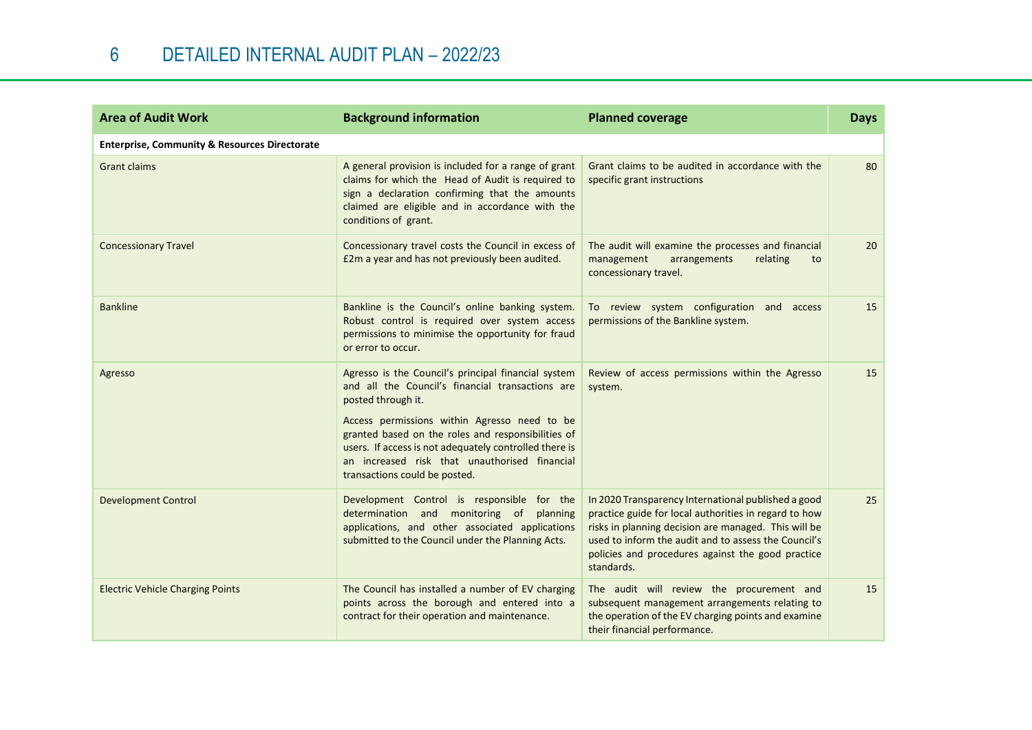# 6 DETAILED INTERNAL AUDIT PLAN – 2022/23

| Area of Audit Work | Background information | Planned coverage | Days |
|---|---|---|---|
| **Enterprise, Community & Resources Directorate** | | | |
| Grant claims | A general provision is included for a range of grant claims for which the Head of Audit is required to sign a declaration confirming that the amounts claimed are eligible and in accordance with the conditions of grant. | Grant claims to be audited in accordance with the specific grant instructions | 80 |
| Concessionary Travel | Concessionary travel costs the Council in excess of £2m a year and has not previously been audited. | The audit will examine the processes and financial management arrangements relating to concessionary travel. | 20 |
| Bankline | Bankline is the Council's online banking system. Robust control is required over system access permissions to minimise the opportunity for fraud or error to occur. | To review system configuration and access permissions of the Bankline system. | 15 |
| Agresso | Agresso is the Council's principal financial system and all the Council's financial transactions are posted through it. Access permissions within Agresso need to be granted based on the roles and responsibilities of users. If access is not adequately controlled there is an increased risk that unauthorised financial transactions could be posted. | Review of access permissions within the Agresso system. | 15 |
| Development Control | Development Control is responsible for the determination and monitoring of planning applications, and other associated applications submitted to the Council under the Planning Acts. | In 2020 Transparency International published a good practice guide for local authorities in regard to how risks in planning decision are managed. This will be used to inform the audit and to assess the Council's policies and procedures against the good practice standards. | 25 |
| Electric Vehicle Charging Points | The Council has installed a number of EV charging points across the borough and entered into a contract for their operation and maintenance. | The audit will review the procurement and subsequent management arrangements relating to the operation of the EV charging points and examine their financial performance. | 15 |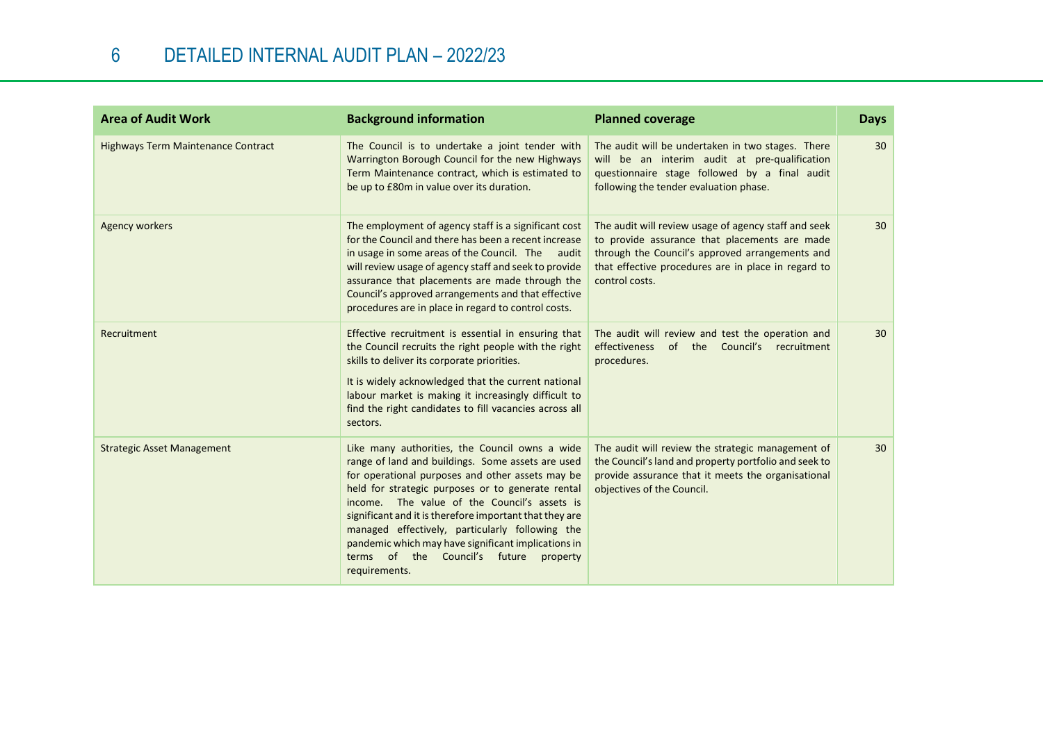# 6 DETAILED INTERNAL AUDIT PLAN – 2022/23

| Area of Audit Work | Background information | Planned coverage | Days |
|---|---|---|---|
| Highways Term Maintenance Contract | The Council is to undertake a joint tender with Warrington Borough Council for the new Highways Term Maintenance contract, which is estimated to be up to £80m in value over its duration. | The audit will be undertaken in two stages. There will be an interim audit at pre-qualification questionnaire stage followed by a final audit following the tender evaluation phase. | 30 |
| Agency workers | The employment of agency staff is a significant cost for the Council and there has been a recent increase in usage in some areas of the Council. The audit will review usage of agency staff and seek to provide assurance that placements are made through the Council's approved arrangements and that effective procedures are in place in regard to control costs. | The audit will review usage of agency staff and seek to provide assurance that placements are made through the Council's approved arrangements and that effective procedures are in place in regard to control costs. | 30 |
| Recruitment | Effective recruitment is essential in ensuring that the Council recruits the right people with the right skills to deliver its corporate priorities.<br><br>It is widely acknowledged that the current national labour market is making it increasingly difficult to find the right candidates to fill vacancies across all sectors. | The audit will review and test the operation and effectiveness of the Council's recruitment procedures. | 30 |
| Strategic Asset Management | Like many authorities, the Council owns a wide range of land and buildings. Some assets are used for operational purposes and other assets may be held for strategic purposes or to generate rental income. The value of the Council's assets is significant and it is therefore important that they are managed effectively, particularly following the pandemic which may have significant implications in terms of the Council's future property requirements. | The audit will review the strategic management of the Council's land and property portfolio and seek to provide assurance that it meets the organisational objectives of the Council. | 30 |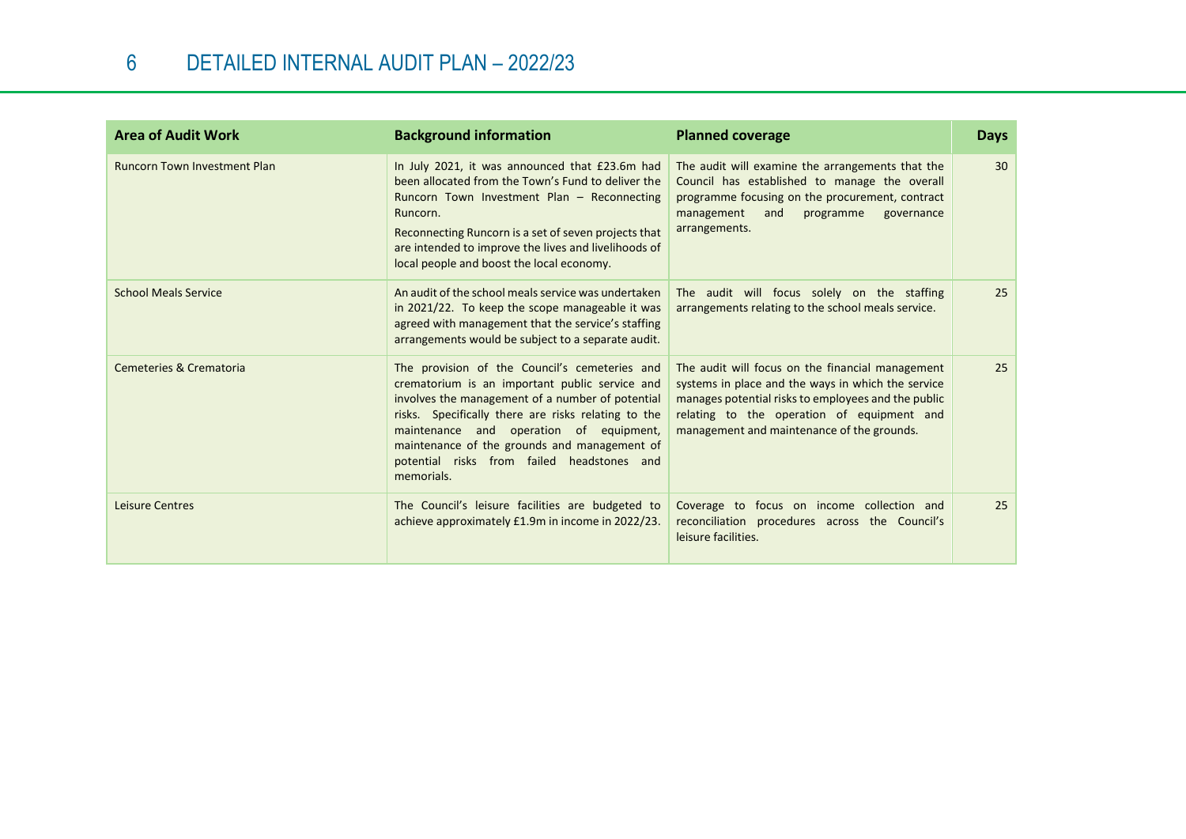# 6 DETAILED INTERNAL AUDIT PLAN – 2022/23

| Area of Audit Work | Background information | Planned coverage | Days |
|---|---|---|---|
| Runcorn Town Investment Plan | In July 2021, it was announced that £23.6m had been allocated from the Town's Fund to deliver the Runcorn Town Investment Plan – Reconnecting Runcorn.<br><br>Reconnecting Runcorn is a set of seven projects that are intended to improve the lives and livelihoods of local people and boost the local economy. | The audit will examine the arrangements that the Council has established to manage the overall programme focusing on the procurement, contract management and programme governance arrangements. | 30 |
| School Meals Service | An audit of the school meals service was undertaken in 2021/22. To keep the scope manageable it was agreed with management that the service's staffing arrangements would be subject to a separate audit. | The audit will focus solely on the staffing arrangements relating to the school meals service. | 25 |
| Cemeteries & Crematoria | The provision of the Council's cemeteries and crematorium is an important public service and involves the management of a number of potential risks. Specifically there are risks relating to the maintenance and operation of equipment, maintenance of the grounds and management of potential risks from failed headstones and memorials. | The audit will focus on the financial management systems in place and the ways in which the service manages potential risks to employees and the public relating to the operation of equipment and management and maintenance of the grounds. | 25 |
| Leisure Centres | The Council's leisure facilities are budgeted to achieve approximately £1.9m in income in 2022/23. | Coverage to focus on income collection and reconciliation procedures across the Council's leisure facilities. | 25 |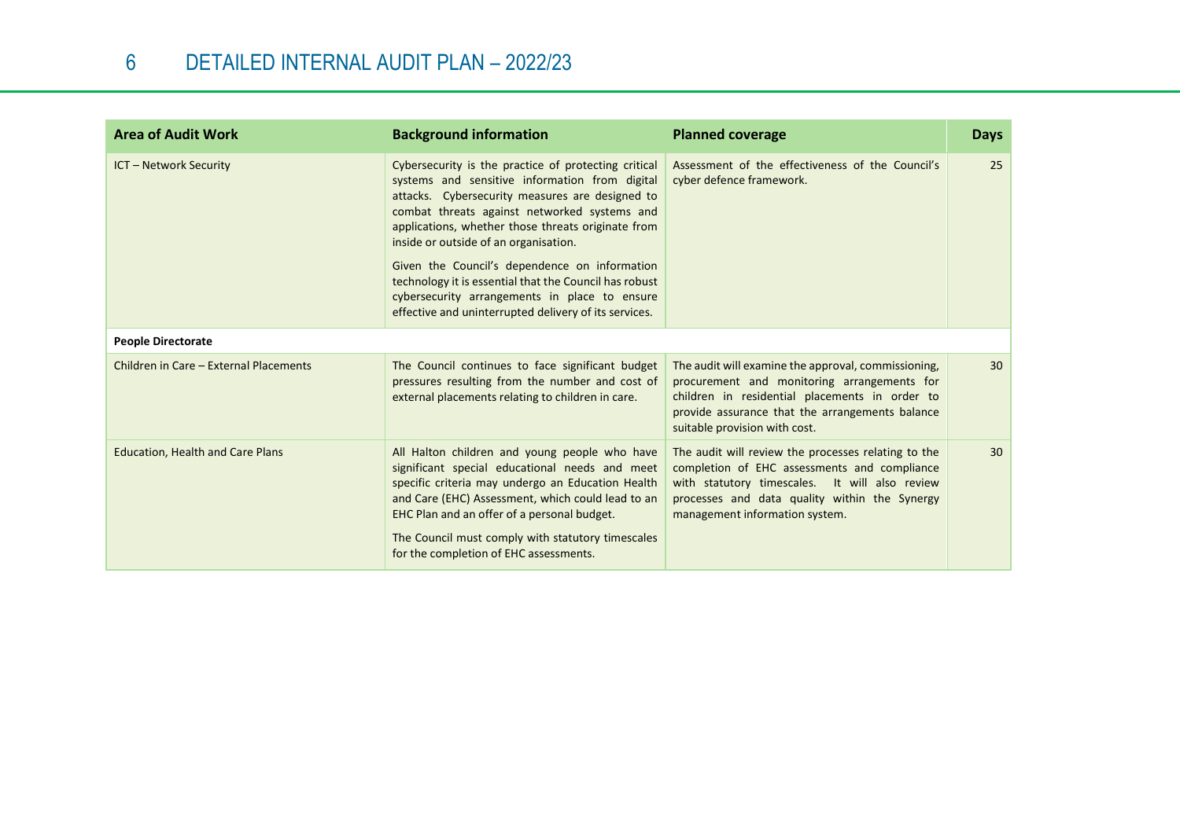## 6 DETAILED INTERNAL AUDIT PLAN – 2022/23

| Area of Audit Work | Background information | Planned coverage | Days |
|---|---|---|---|
| ICT – Network Security | Cybersecurity is the practice of protecting critical systems and sensitive information from digital attacks. Cybersecurity measures are designed to combat threats against networked systems and applications, whether those threats originate from inside or outside of an organisation.<br><br>Given the Council's dependence on information technology it is essential that the Council has robust cybersecurity arrangements in place to ensure effective and uninterrupted delivery of its services. | Assessment of the effectiveness of the Council's cyber defence framework. | 25 |
| **People Directorate** | | | |
| Children in Care – External Placements | The Council continues to face significant budget pressures resulting from the number and cost of external placements relating to children in care. | The audit will examine the approval, commissioning, procurement and monitoring arrangements for children in residential placements in order to provide assurance that the arrangements balance suitable provision with cost. | 30 |
| Education, Health and Care Plans | All Halton children and young people who have significant special educational needs and meet specific criteria may undergo an Education Health and Care (EHC) Assessment, which could lead to an EHC Plan and an offer of a personal budget.<br><br>The Council must comply with statutory timescales for the completion of EHC assessments. | The audit will review the processes relating to the completion of EHC assessments and compliance with statutory timescales. It will also review processes and data quality within the Synergy management information system. | 30 |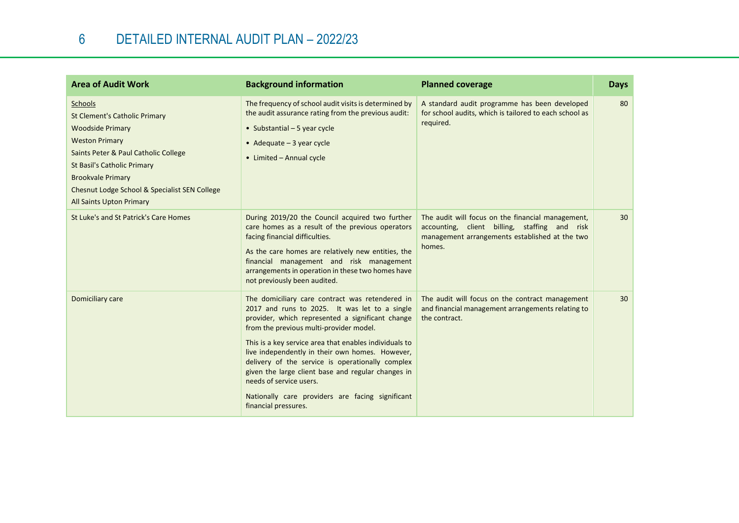# 6 DETAILED INTERNAL AUDIT PLAN – 2022/23

| Area of Audit Work | Background information | Planned coverage | Days |
|---|---|---|---|
| Schools<br>St Clement's Catholic Primary<br>Woodside Primary<br>Weston Primary<br>Saints Peter & Paul Catholic College<br>St Basil's Catholic Primary<br>Brookvale Primary<br>Chesnut Lodge School & Specialist SEN College<br>All Saints Upton Primary | The frequency of school audit visits is determined by the audit assurance rating from the previous audit:<br>• Substantial – 5 year cycle<br>• Adequate – 3 year cycle<br>• Limited – Annual cycle | A standard audit programme has been developed for school audits, which is tailored to each school as required. | 80 |
| St Luke's and St Patrick's Care Homes | During 2019/20 the Council acquired two further care homes as a result of the previous operators facing financial difficulties.<br>As the care homes are relatively new entities, the financial management and risk management arrangements in operation in these two homes have not previously been audited. | The audit will focus on the financial management, accounting, client billing, staffing and risk management arrangements established at the two homes. | 30 |
| Domiciliary care | The domiciliary care contract was retendered in 2017 and runs to 2025. It was let to a single provider, which represented a significant change from the previous multi-provider model.<br>This is a key service area that enables individuals to live independently in their own homes. However, delivery of the service is operationally complex given the large client base and regular changes in needs of service users.<br>Nationally care providers are facing significant financial pressures. | The audit will focus on the contract management and financial management arrangements relating to the contract. | 30 |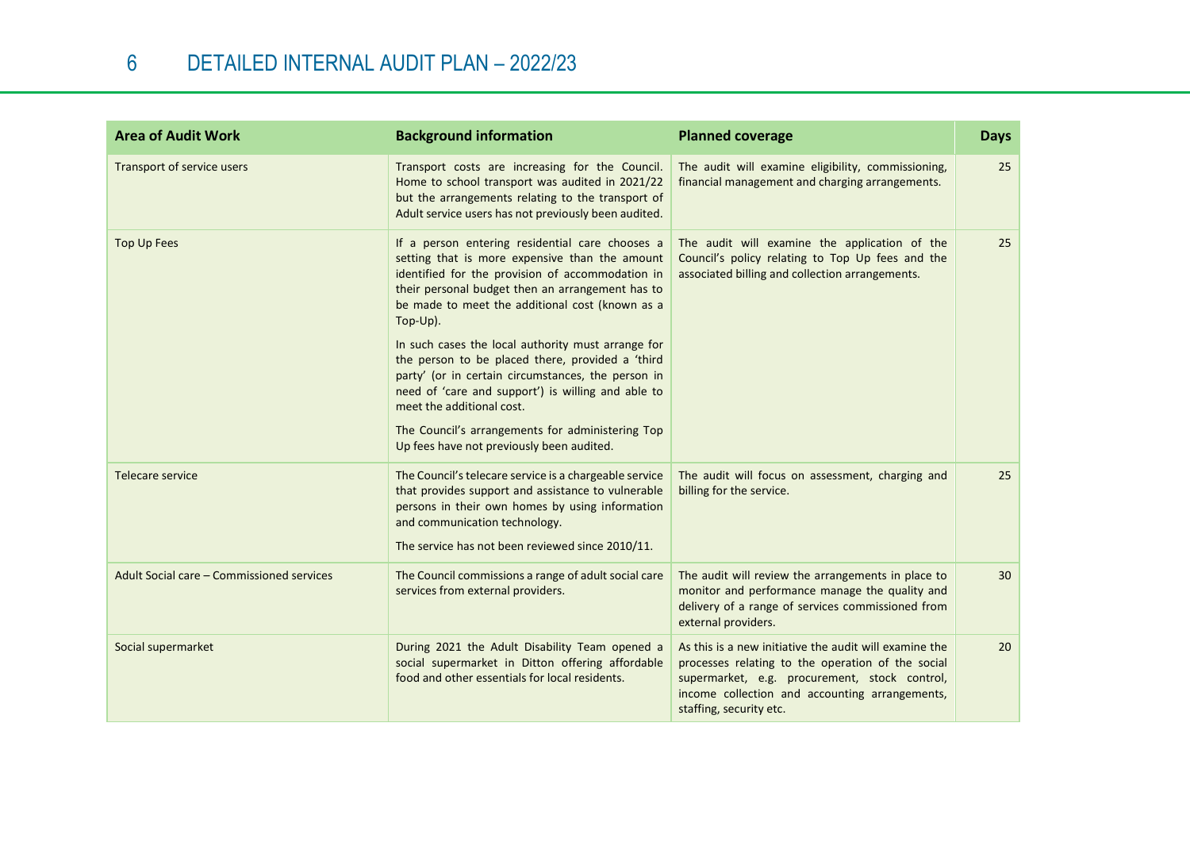# 6 DETAILED INTERNAL AUDIT PLAN – 2022/23

| Area of Audit Work | Background information | Planned coverage | Days |
|---|---|---|---|
| Transport of service users | Transport costs are increasing for the Council. Home to school transport was audited in 2021/22 but the arrangements relating to the transport of Adult service users has not previously been audited. | The audit will examine eligibility, commissioning, financial management and charging arrangements. | 25 |
| Top Up Fees | If a person entering residential care chooses a setting that is more expensive than the amount identified for the provision of accommodation in their personal budget then an arrangement has to be made to meet the additional cost (known as a Top-Up).<br><br>In such cases the local authority must arrange for the person to be placed there, provided a 'third party' (or in certain circumstances, the person in need of 'care and support') is willing and able to meet the additional cost.<br><br>The Council's arrangements for administering Top Up fees have not previously been audited. | The audit will examine the application of the Council's policy relating to Top Up fees and the associated billing and collection arrangements. | 25 |
| Telecare service | The Council's telecare service is a chargeable service that provides support and assistance to vulnerable persons in their own homes by using information and communication technology.<br><br>The service has not been reviewed since 2010/11. | The audit will focus on assessment, charging and billing for the service. | 25 |
| Adult Social care – Commissioned services | The Council commissions a range of adult social care services from external providers. | The audit will review the arrangements in place to monitor and performance manage the quality and delivery of a range of services commissioned from external providers. | 30 |
| Social supermarket | During 2021 the Adult Disability Team opened a social supermarket in Ditton offering affordable food and other essentials for local residents. | As this is a new initiative the audit will examine the processes relating to the operation of the social supermarket, e.g. procurement, stock control, income collection and accounting arrangements, staffing, security etc. | 20 |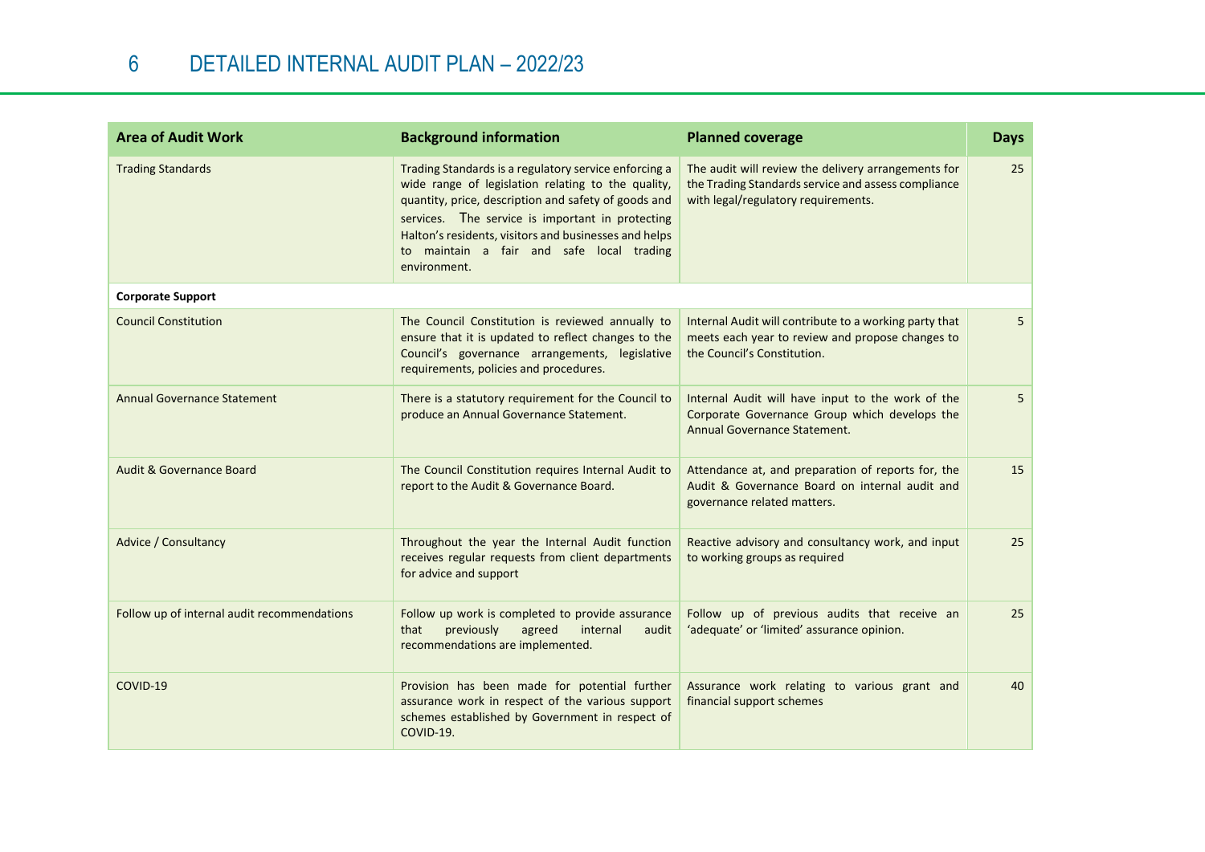# 6 DETAILED INTERNAL AUDIT PLAN – 2022/23

| Area of Audit Work | Background information | Planned coverage | Days |
|---|---|---|---|
| Trading Standards | Trading Standards is a regulatory service enforcing a wide range of legislation relating to the quality, quantity, price, description and safety of goods and services. The service is important in protecting Halton's residents, visitors and businesses and helps to maintain a fair and safe local trading environment. | The audit will review the delivery arrangements for the Trading Standards service and assess compliance with legal/regulatory requirements. | 25 |
| **Corporate Support** | | | |
| Council Constitution | The Council Constitution is reviewed annually to ensure that it is updated to reflect changes to the Council's governance arrangements, legislative requirements, policies and procedures. | Internal Audit will contribute to a working party that meets each year to review and propose changes to the Council's Constitution. | 5 |
| Annual Governance Statement | There is a statutory requirement for the Council to produce an Annual Governance Statement. | Internal Audit will have input to the work of the Corporate Governance Group which develops the Annual Governance Statement. | 5 |
| Audit & Governance Board | The Council Constitution requires Internal Audit to report to the Audit & Governance Board. | Attendance at, and preparation of reports for, the Audit & Governance Board on internal audit and governance related matters. | 15 |
| Advice / Consultancy | Throughout the year the Internal Audit function receives regular requests from client departments for advice and support | Reactive advisory and consultancy work, and input to working groups as required | 25 |
| Follow up of internal audit recommendations | Follow up work is completed to provide assurance that previously agreed internal audit recommendations are implemented. | Follow up of previous audits that receive an 'adequate' or 'limited' assurance opinion. | 25 |
| COVID-19 | Provision has been made for potential further assurance work in respect of the various support schemes established by Government in respect of COVID-19. | Assurance work relating to various grant and financial support schemes | 40 |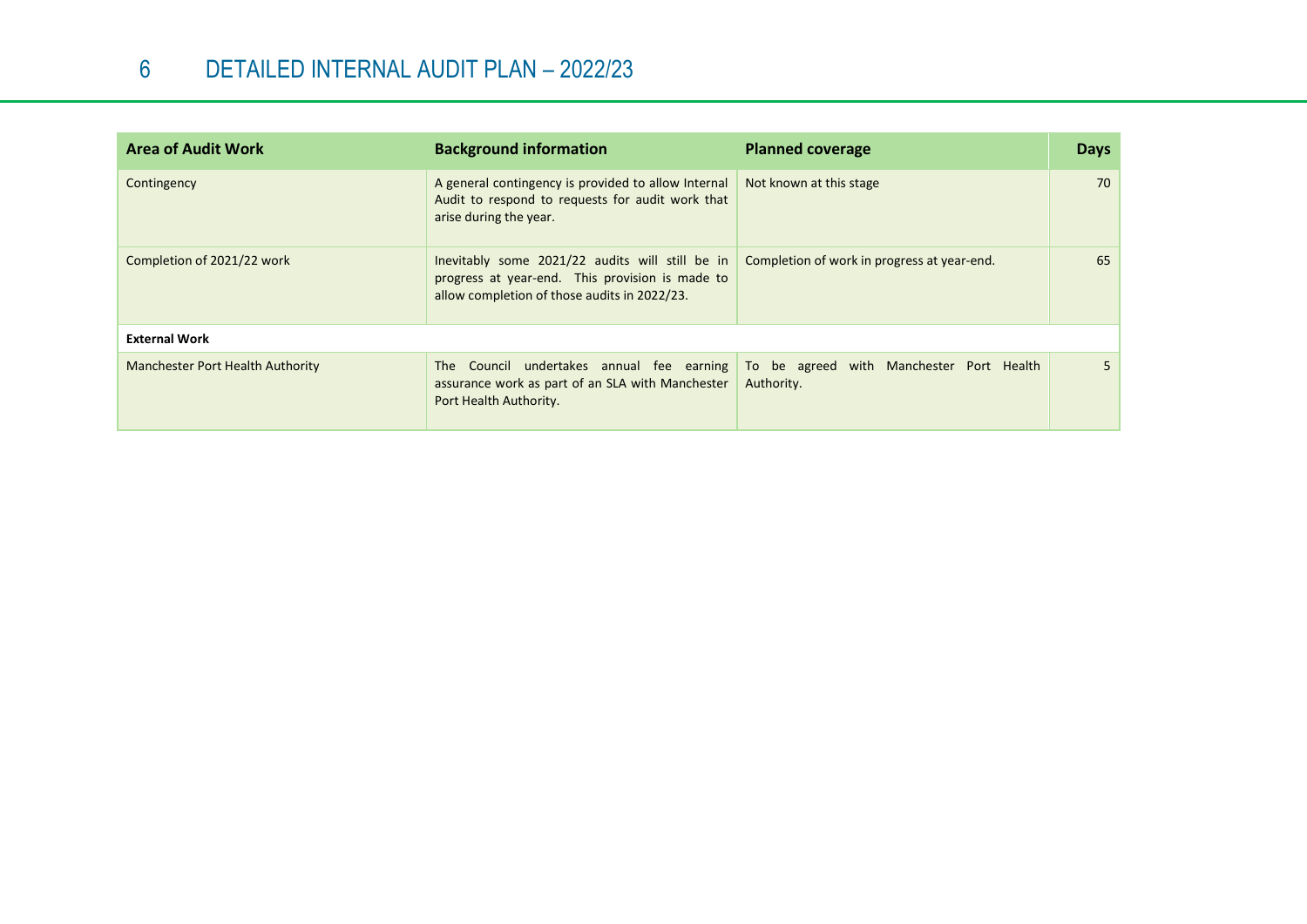# 6 DETAILED INTERNAL AUDIT PLAN – 2022/23

| Area of Audit Work | Background information | Planned coverage | Days |
|---|---|---|---|
| Contingency | A general contingency is provided to allow Internal Audit to respond to requests for audit work that arise during the year. | Not known at this stage | 70 |
| Completion of 2021/22 work | Inevitably some 2021/22 audits will still be in progress at year-end. This provision is made to allow completion of those audits in 2022/23. | Completion of work in progress at year-end. | 65 |
| **External Work** | | | |
| Manchester Port Health Authority | The Council undertakes annual fee earning assurance work as part of an SLA with Manchester Port Health Authority. | To be agreed with Manchester Port Health Authority. | 5 |